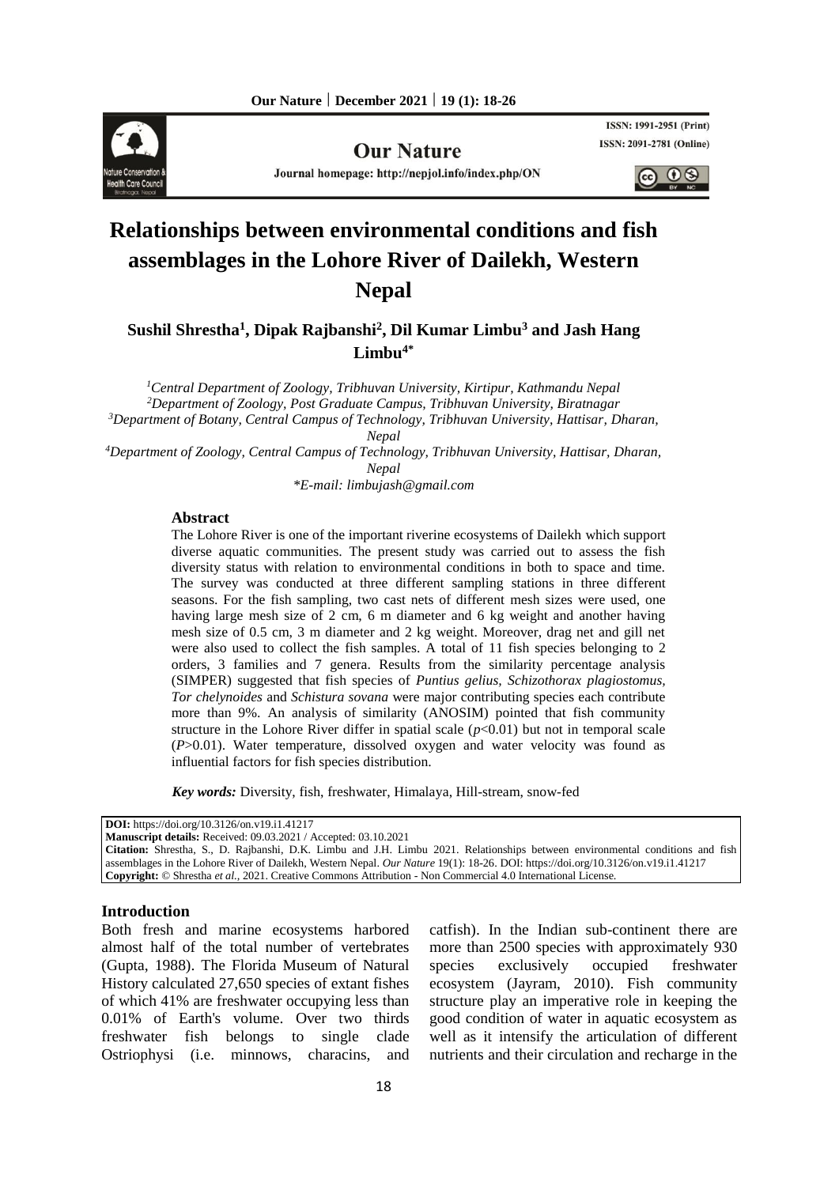# Relationships between environmental conditions and fish assemblages in the Lohore River of Dailekh, Western Nepal

**Sushil Shrestha[1], Dipak Rajbanshi[2], Dil Kumar Limbu[3] and Jash Hang Limbu[4*]**

[1]*Central Department of Zoology, Tribhuvan University, Kirtipur, Kathmandu Nepal*
[2]*Department of Zoology, Post Graduate Campus, Tribhuvan University, Biratnagar*
[3]*Department of Botany, Central Campus of Technology, Tribhuvan University, Hattisar, Dharan, Nepal*
[4]*Department of Zoology, Central Campus of Technology, Tribhuvan University, Hattisar, Dharan, Nepal*
*\*E-mail: limbujash@gmail.com*

### Abstract

The Lohore River is one of the important riverine ecosystems of Dailekh which support diverse aquatic communities. The present study was carried out to assess the fish diversity status with relation to environmental conditions in both to space and time. The survey was conducted at three different sampling stations in three different seasons. For the fish sampling, two cast nets of different mesh sizes were used, one having large mesh size of 2 cm, 6 m diameter and 6 kg weight and another having mesh size of 0.5 cm, 3 m diameter and 2 kg weight. Moreover, drag net and gill net were also used to collect the fish samples. A total of 11 fish species belonging to 2 orders, 3 families and 7 genera. Results from the similarity percentage analysis (SIMPER) suggested that fish species of *Puntius gelius*, *Schizothorax plagiostomus*, *Tor chelynoides* and *Schistura sovana* were major contributing species each contribute more than 9%. An analysis of similarity (ANOSIM) pointed that fish community structure in the Lohore River differ in spatial scale ($p<0.01$) but not in temporal scale ($P>0.01$). Water temperature, dissolved oxygen and water velocity was found as influential factors for fish species distribution.

*Key words:* Diversity, fish, freshwater, Himalaya, Hill-stream, snow-fed

**DOI:** https://doi.org/10.3126/on.v19.i1.41217
**Manuscript details:** Received: 09.03.2021 / Accepted: 03.10.2021
**Citation:** Shrestha, S., D. Rajbanshi, D.K. Limbu and J.H. Limbu 2021. Relationships between environmental conditions and fish assemblages in the Lohore River of Dailekh, Western Nepal. *Our Nature* 19(1): 18-26. DOI: https://doi.org/10.3126/on.v19.i1.41217
**Copyright:** © Shrestha *et al.*, 2021. Creative Commons Attribution - Non Commercial 4.0 International License.

## Introduction

Both fresh and marine ecosystems harbored almost half of the total number of vertebrates (Gupta, 1988). The Florida Museum of Natural History calculated 27,650 species of extant fishes of which 41% are freshwater occupying less than 0.01% of Earth's volume. Over two thirds freshwater fish belongs to single clade Ostriophysi (i.e. minnows, characins, and catfish). In the Indian sub-continent there are more than 2500 species with approximately 930 species exclusively occupied freshwater ecosystem (Jayram, 2010). Fish community structure play an imperative role in keeping the good condition of water in aquatic ecosystem as well as it intensify the articulation of different nutrients and their circulation and recharge in the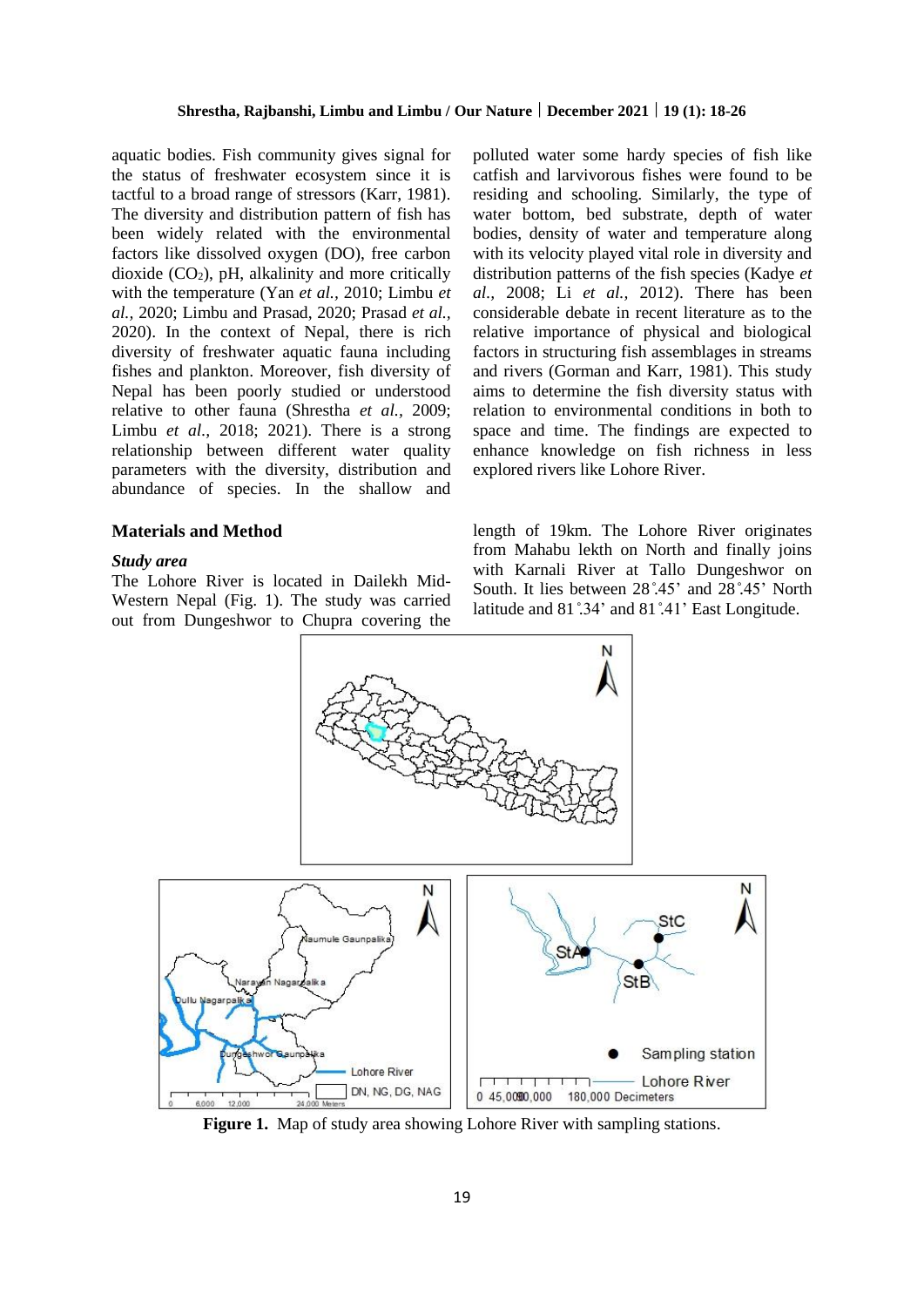aquatic bodies. Fish community gives signal for the status of freshwater ecosystem since it is tactful to a broad range of stressors (Karr, 1981). The diversity and distribution pattern of fish has been widely related with the environmental factors like dissolved oxygen (DO), free carbon dioxide ($CO_2$), pH, alkalinity and more critically with the temperature (Yan *et al.*, 2010; Limbu *et al.*, 2020; Limbu and Prasad, 2020; Prasad *et al.*, 2020). In the context of Nepal, there is rich diversity of freshwater aquatic fauna including fishes and plankton. Moreover, fish diversity of Nepal has been poorly studied or understood relative to other fauna (Shrestha *et al.*, 2009; Limbu *et al.*, 2018; 2021). There is a strong relationship between different water quality parameters with the diversity, distribution and abundance of species. In the shallow and polluted water some hardy species of fish like catfish and larvivorous fishes were found to be residing and schooling. Similarly, the type of water bottom, bed substrate, depth of water bodies, density of water and temperature along with its velocity played vital role in diversity and distribution patterns of the fish species (Kadye *et al.*, 2008; Li *et al.*, 2012). There has been considerable debate in recent literature as to the relative importance of physical and biological factors in structuring fish assemblages in streams and rivers (Gorman and Karr, 1981). This study aims to determine the fish diversity status with relation to environmental conditions in both to space and time. The findings are expected to enhance knowledge on fish richness in less explored rivers like Lohore River.

## Materials and Method

### *Study area*

The Lohore River is located in Dailekh Mid-Western Nepal (Fig. 1). The study was carried out from Dungeshwor to Chupra covering the length of 19km. The Lohore River originates from Mahabu lekth on North and finally joins with Karnali River at Tallo Dungeshwor on South. It lies between 28˚.45' and 28˚.45' North latitude and 81˚.34' and 81˚.41' East Longitude.

N

Naumule Gaunpalika
Narayan Nagarpalika
Dullu Nagarpalika
Dungeshwor Gaunpalika
Lohore River
DN, NG, DG, NAG
0 6,000 12,000 24,000 Meters

N
StC
StA
StB
Sampling station
Lohore River
0 45,00090,000 180,000 Decimeters

**Figure 1.** Map of study area showing Lohore River with sampling stations.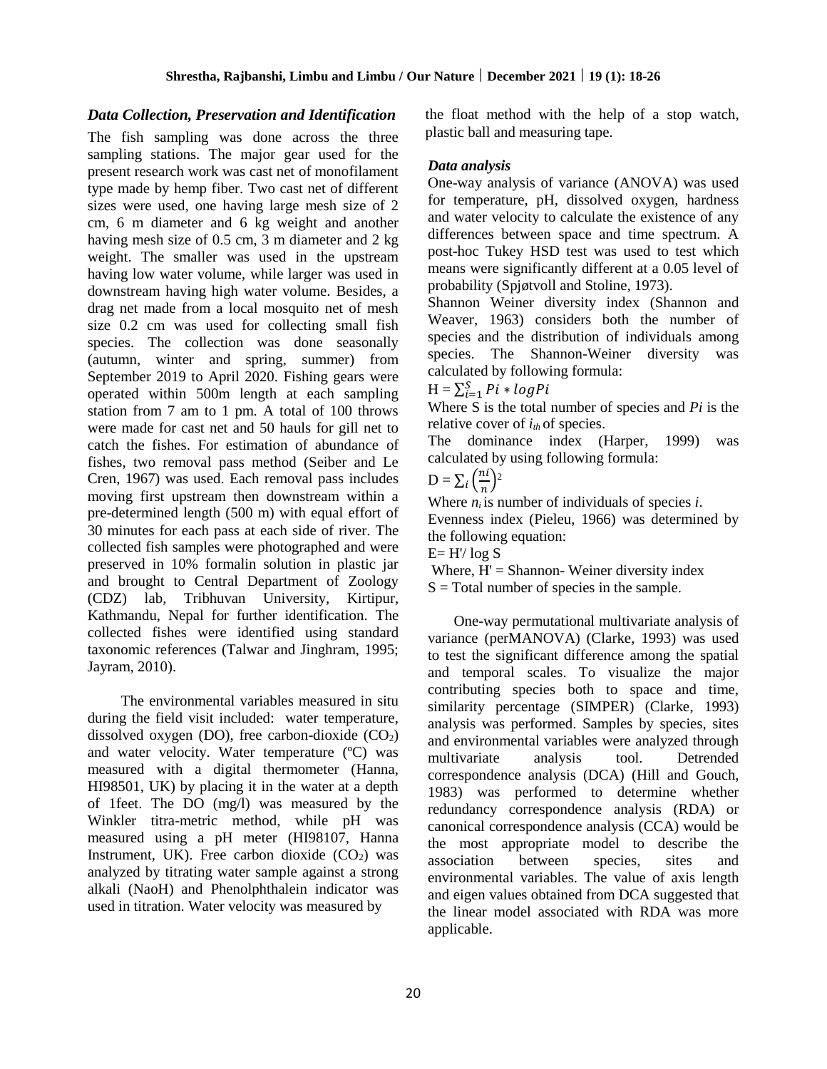### *Data Collection, Preservation and Identification*

The fish sampling was done across the three sampling stations. The major gear used for the present research work was cast net of monofilament type made by hemp fiber. Two cast net of different sizes were used, one having large mesh size of 2 cm, 6 m diameter and 6 kg weight and another having mesh size of 0.5 cm, 3 m diameter and 2 kg weight. The smaller was used in the upstream having low water volume, while larger was used in downstream having high water volume. Besides, a drag net made from a local mosquito net of mesh size 0.2 cm was used for collecting small fish species. The collection was done seasonally (autumn, winter and spring, summer) from September 2019 to April 2020. Fishing gears were operated within 500m length at each sampling station from 7 am to 1 pm. A total of 100 throws were made for cast net and 50 hauls for gill net to catch the fishes. For estimation of abundance of fishes, two removal pass method (Seiber and Le Cren, 1967) was used. Each removal pass includes moving first upstream then downstream within a pre-determined length (500 m) with equal effort of 30 minutes for each pass at each side of river. The collected fish samples were photographed and were preserved in 10% formalin solution in plastic jar and brought to Central Department of Zoology (CDZ) lab, Tribhuvan University, Kirtipur, Kathmandu, Nepal for further identification. The collected fishes were identified using standard taxonomic references (Talwar and Jinghram, 1995; Jayram, 2010).

The environmental variables measured in situ during the field visit included: water temperature, dissolved oxygen (DO), free carbon-dioxide ($CO_2$) and water velocity. Water temperature (ºC) was measured with a digital thermometer (Hanna, HI98501, UK) by placing it in the water at a depth of 1feet. The DO (mg/l) was measured by the Winkler titra-metric method, while pH was measured using a pH meter (HI98107, Hanna Instrument, UK). Free carbon dioxide ($CO_2$) was analyzed by titrating water sample against a strong alkali (NaoH) and Phenolphthalein indicator was used in titration. Water velocity was measured by the float method with the help of a stop watch, plastic ball and measuring tape.

### *Data analysis*

One-way analysis of variance (ANOVA) was used for temperature, pH, dissolved oxygen, hardness and water velocity to calculate the existence of any differences between space and time spectrum. A post-hoc Tukey HSD test was used to test which means were significantly different at a 0.05 level of probability (Spjøtvoll and Stoline, 1973).

Shannon Weiner diversity index (Shannon and Weaver, 1963) considers both the number of species and the distribution of individuals among species. The Shannon-Weiner diversity was calculated by following formula:

$$H = \sum_{i=1}^{S} Pi * logPi$$

Where S is the total number of species and $Pi$ is the relative cover of $i_{th}$ of species.

The dominance index (Harper, 1999) was calculated by using following formula:

$$D = \sum_{i} \left(\frac{ni}{n}\right)^2$$

Where $n_i$ is number of individuals of species $i$.

Evenness index (Pieleu, 1966) was determined by the following equation:

$$E = H'/ \log S$$

Where, H' = Shannon- Weiner diversity index

S = Total number of species in the sample.

One-way permutational multivariate analysis of variance (perMANOVA) (Clarke, 1993) was used to test the significant difference among the spatial and temporal scales. To visualize the major contributing species both to space and time, similarity percentage (SIMPER) (Clarke, 1993) analysis was performed. Samples by species, sites and environmental variables were analyzed through multivariate analysis tool. Detrended correspondence analysis (DCA) (Hill and Gouch, 1983) was performed to determine whether redundancy correspondence analysis (RDA) or canonical correspondence analysis (CCA) would be the most appropriate model to describe the association between species, sites and environmental variables. The value of axis length and eigen values obtained from DCA suggested that the linear model associated with RDA was more applicable.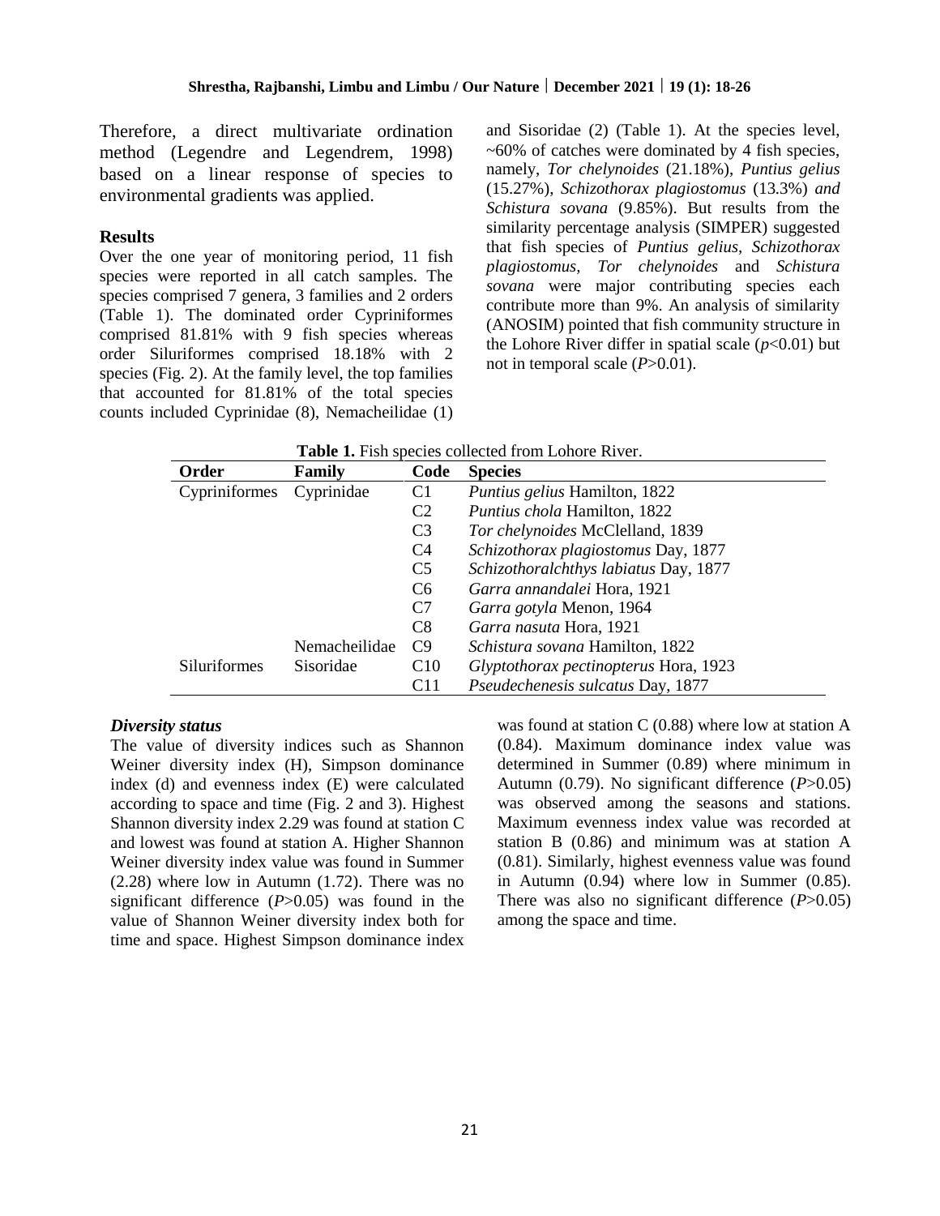Therefore, a direct multivariate ordination method (Legendre and Legendrem, 1998) based on a linear response of species to environmental gradients was applied.

## Results

Over the one year of monitoring period, 11 fish species were reported in all catch samples. The species comprised 7 genera, 3 families and 2 orders (Table 1). The dominated order Cypriniformes comprised 81.81% with 9 fish species whereas order Siluriformes comprised 18.18% with 2 species (Fig. 2). At the family level, the top families that accounted for 81.81% of the total species counts included Cyprinidae (8), Nemacheilidae (1) and Sisoridae (2) (Table 1). At the species level, ~60% of catches were dominated by 4 fish species, namely, *Tor chelynoides* (21.18%), *Puntius gelius* (15.27%), *Schizothorax plagiostomus* (13.3%) *and Schistura sovana* (9.85%). But results from the similarity percentage analysis (SIMPER) suggested that fish species of *Puntius gelius, Schizothorax plagiostomus*, *Tor chelynoides* and *Schistura sovana* were major contributing species each contribute more than 9%. An analysis of similarity (ANOSIM) pointed that fish community structure in the Lohore River differ in spatial scale ($p$<0.01) but not in temporal scale ($P$>0.01).

**Table 1.** Fish species collected from Lohore River.

| Order | Family | Code | Species |
|---|---|---|---|
| Cypriniformes | Cyprinidae | C1 | *Puntius gelius* Hamilton, 1822 |
| | | C2 | *Puntius chola* Hamilton, 1822 |
| | | C3 | *Tor chelynoides* McClelland, 1839 |
| | | C4 | *Schizothorax plagiostomus* Day, 1877 |
| | | C5 | *Schizothoralchthys labiatus* Day, 1877 |
| | | C6 | *Garra annandalei* Hora, 1921 |
| | | C7 | *Garra gotyla* Menon, 1964 |
| | | C8 | *Garra nasuta* Hora, 1921 |
| | Nemacheilidae | C9 | *Schistura sovana* Hamilton, 1822 |
| Siluriformes | Sisoridae | C10 | *Glyptothorax pectinopterus* Hora, 1923 |
| | | C11 | *Pseudechenesis sulcatus* Day, 1877 |

### *Diversity status*

The value of diversity indices such as Shannon Weiner diversity index (H), Simpson dominance index (d) and evenness index (E) were calculated according to space and time (Fig. 2 and 3). Highest Shannon diversity index 2.29 was found at station C and lowest was found at station A. Higher Shannon Weiner diversity index value was found in Summer (2.28) where low in Autumn (1.72). There was no significant difference ($P$>0.05) was found in the value of Shannon Weiner diversity index both for time and space. Highest Simpson dominance index was found at station C (0.88) where low at station A (0.84). Maximum dominance index value was determined in Summer (0.89) where minimum in Autumn (0.79). No significant difference ($P$>0.05) was observed among the seasons and stations. Maximum evenness index value was recorded at station B (0.86) and minimum was at station A (0.81). Similarly, highest evenness value was found in Autumn (0.94) where low in Summer (0.85). There was also no significant difference ($P$>0.05) among the space and time.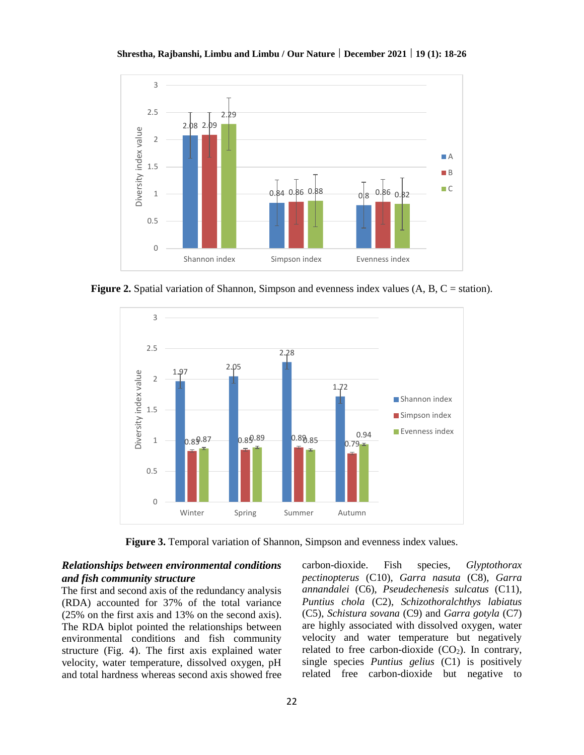3
2.5
2
1.5
1
0.5
0
Diversity index value
2.08 2.09 2.29
0.84 0.86 0.88
0.8 0.86 0.82
Shannon index
Simpson index
Evenness index
A
B
C

**Figure 2.** Spatial variation of Shannon, Simpson and evenness index values (A, B, C = station).

3
2.5
2
1.5
1
0.5
0
Diversity index value
1.97
0.83 0.87
2.05
0.85 0.89
2.28
0.89 0.85
1.72
0.79
0.94
Winter
Spring
Summer
Autumn
Shannon index
Simpson index
Evenness index

**Figure 3.** Temporal variation of Shannon, Simpson and evenness index values.

### *Relationships between environmental conditions and fish community structure*

The first and second axis of the redundancy analysis (RDA) accounted for 37% of the total variance (25% on the first axis and 13% on the second axis). The RDA biplot pointed the relationships between environmental conditions and fish community structure (Fig. 4). The first axis explained water velocity, water temperature, dissolved oxygen, pH and total hardness whereas second axis showed free carbon-dioxide. Fish species, *Glyptothorax pectinopterus* (C10), *Garra nasuta* (C8), *Garra annandalei* (C6), *Pseudechenesis sulcatus* (C11), *Puntius chola* (C2), *Schizothoralchthys labiatus* (C5), *Schistura sovana* (C9) and *Garra gotyla* (C7) are highly associated with dissolved oxygen, water velocity and water temperature but negatively related to free carbon-dioxide ($CO_2$). In contrary, single species *Puntius gelius* (C1) is positively related free carbon-dioxide but negative to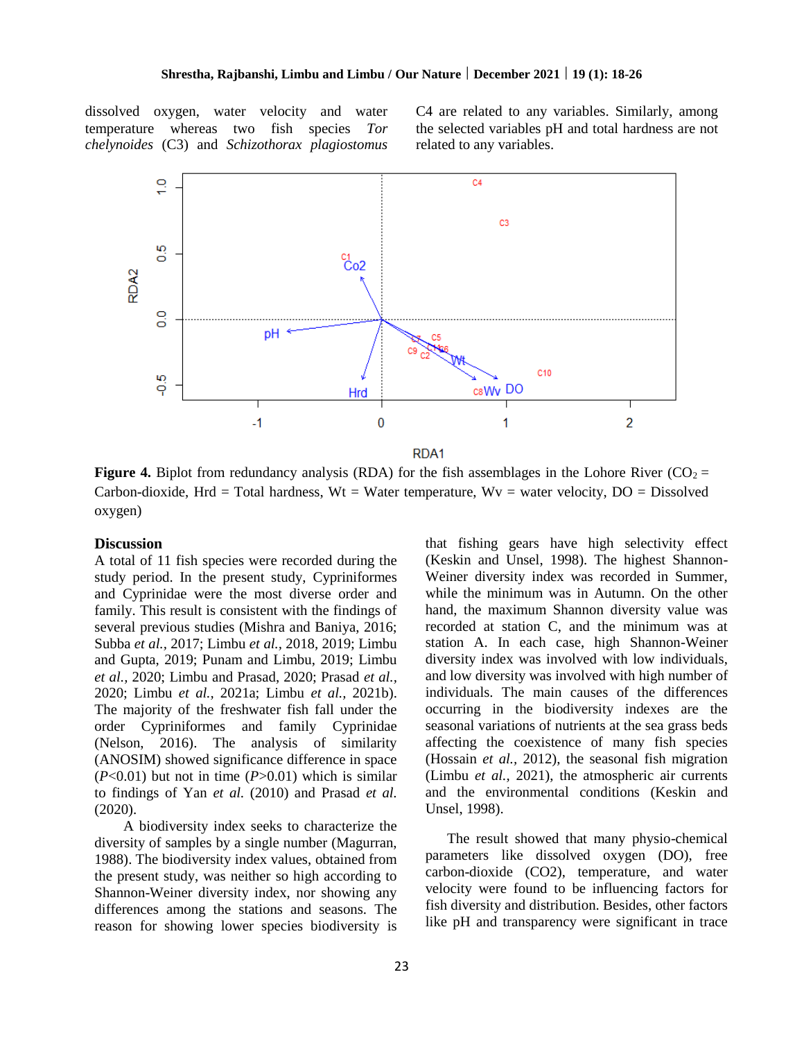dissolved oxygen, water velocity and water temperature whereas two fish species *Tor chelynoides* (C3) and *Schizothorax plagiostomus* C4 are related to any variables. Similarly, among the selected variables pH and total hardness are not related to any variables.

RDA2

1.0
0.5
0.0
-0.5

-1
0
1
2

RDA1

C4
C3
C1
Co2
pH
C7
C5
C11
C6
C9
C2
Wt
C10
Hrd
C8
Wv
DO

**Figure 4.** Biplot from redundancy analysis (RDA) for the fish assemblages in the Lohore River ($CO_2$ = Carbon-dioxide, Hrd = Total hardness, Wt = Water temperature, Wv = water velocity, DO = Dissolved oxygen)

## Discussion

A total of 11 fish species were recorded during the study period. In the present study, Cypriniformes and Cyprinidae were the most diverse order and family. This result is consistent with the findings of several previous studies (Mishra and Baniya, 2016; Subba *et al.*, 2017; Limbu *et al.*, 2018, 2019; Limbu and Gupta, 2019; Punam and Limbu, 2019; Limbu *et al.*, 2020; Limbu and Prasad, 2020; Prasad *et al.*, 2020; Limbu *et al.*, 2021a; Limbu *et al.*, 2021b). The majority of the freshwater fish fall under the order Cypriniformes and family Cyprinidae (Nelson, 2016). The analysis of similarity (ANOSIM) showed significance difference in space ($P$<0.01) but not in time ($P$>0.01) which is similar to findings of Yan *et al.* (2010) and Prasad *et al.* (2020).

A biodiversity index seeks to characterize the diversity of samples by a single number (Magurran, 1988). The biodiversity index values, obtained from the present study, was neither so high according to Shannon-Weiner diversity index, nor showing any differences among the stations and seasons. The reason for showing lower species biodiversity is that fishing gears have high selectivity effect (Keskin and Unsel, 1998). The highest Shannon-Weiner diversity index was recorded in Summer, while the minimum was in Autumn. On the other hand, the maximum Shannon diversity value was recorded at station C, and the minimum was at station A. In each case, high Shannon-Weiner diversity index was involved with low individuals, and low diversity was involved with high number of individuals. The main causes of the differences occurring in the biodiversity indexes are the seasonal variations of nutrients at the sea grass beds affecting the coexistence of many fish species (Hossain *et al.*, 2012), the seasonal fish migration (Limbu *et al.*, 2021), the atmospheric air currents and the environmental conditions (Keskin and Unsel, 1998).

The result showed that many physio-chemical parameters like dissolved oxygen (DO), free carbon-dioxide (CO2), temperature, and water velocity were found to be influencing factors for fish diversity and distribution. Besides, other factors like pH and transparency were significant in trace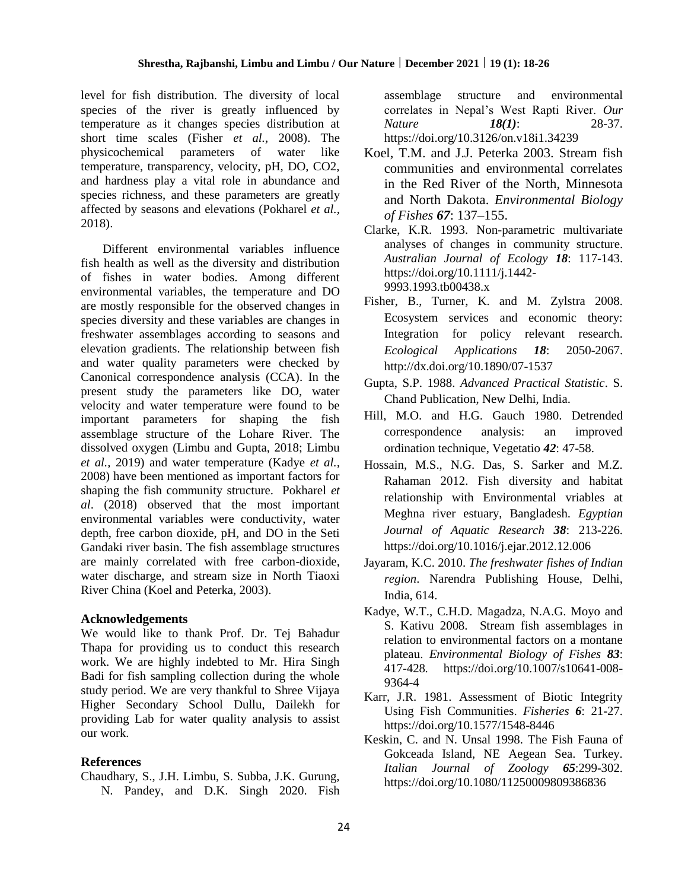level for fish distribution. The diversity of local species of the river is greatly influenced by temperature as it changes species distribution at short time scales (Fisher *et al.,* 2008). The physicochemical parameters of water like temperature, transparency, velocity, pH, DO, CO2, and hardness play a vital role in abundance and species richness, and these parameters are greatly affected by seasons and elevations (Pokharel *et al.*, 2018).

Different environmental variables influence fish health as well as the diversity and distribution of fishes in water bodies. Among different environmental variables, the temperature and DO are mostly responsible for the observed changes in species diversity and these variables are changes in freshwater assemblages according to seasons and elevation gradients. The relationship between fish and water quality parameters were checked by Canonical correspondence analysis (CCA). In the present study the parameters like DO, water velocity and water temperature were found to be important parameters for shaping the fish assemblage structure of the Lohare River. The dissolved oxygen (Limbu and Gupta, 2018; Limbu *et al.*, 2019) and water temperature (Kadye *et al.,* 2008) have been mentioned as important factors for shaping the fish community structure. Pokharel *et al*. (2018) observed that the most important environmental variables were conductivity, water depth, free carbon dioxide, pH, and DO in the Seti Gandaki river basin. The fish assemblage structures are mainly correlated with free carbon-dioxide, water discharge, and stream size in North Tiaoxi River China (Koel and Peterka, 2003).

### Acknowledgements

We would like to thank Prof. Dr. Tej Bahadur Thapa for providing us to conduct this research work. We are highly indebted to Mr. Hira Singh Badi for fish sampling collection during the whole study period. We are very thankful to Shree Vijaya Higher Secondary School Dullu, Dailekh for providing Lab for water quality analysis to assist our work.

### References

Chaudhary, S., J.H. Limbu, S. Subba, J.K. Gurung, N. Pandey, and D.K. Singh 2020. Fish assemblage structure and environmental correlates in Nepal's West Rapti River. *Our Nature* ***18(1)***: 28-37. https://doi.org/10.3126/on.v18i1.34239

Koel, T.M. and J.J. Peterka 2003. Stream fish communities and environmental correlates in the Red River of the North, Minnesota and North Dakota. *Environmental Biology of Fishes* ***67***: 137–155.

Clarke, K.R. 1993. Non-parametric multivariate analyses of changes in community structure. *Australian Journal of Ecology* ***18***: 117-143. https://doi.org/10.1111/j.1442-9993.1993.tb00438.x

Fisher, B., Turner, K. and M. Zylstra 2008. Ecosystem services and economic theory: Integration for policy relevant research. *Ecological Applications* ***18***: 2050-2067. http://dx.doi.org/10.1890/07-1537

Gupta, S.P. 1988. *Advanced Practical Statistic*. S. Chand Publication, New Delhi, India.

Hill, M.O. and H.G. Gauch 1980. Detrended correspondence analysis: an improved ordination technique, Vegetatio ***42***: 47-58.

Hossain, M.S., N.G. Das, S. Sarker and M.Z. Rahaman 2012. Fish diversity and habitat relationship with Environmental vriables at Meghna river estuary, Bangladesh. *Egyptian Journal of Aquatic Research* ***38***: 213-226. https://doi.org/10.1016/j.ejar.2012.12.006

Jayaram, K.C. 2010. *The freshwater fishes of Indian region*. Narendra Publishing House, Delhi, India, 614.

Kadye, W.T., C.H.D. Magadza, N.A.G. Moyo and S. Kativu 2008. Stream fish assemblages in relation to environmental factors on a montane plateau. *Environmental Biology of Fishes* ***83***: 417-428. https://doi.org/10.1007/s10641-008-9364-4

Karr, J.R. 1981. Assessment of Biotic Integrity Using Fish Communities. *Fisheries* ***6***: 21-27. https://doi.org/10.1577/1548-8446

Keskin, C. and N. Unsal 1998. The Fish Fauna of Gokceada Island, NE Aegean Sea. Turkey. *Italian Journal of Zoology* ***65***:299-302. https://doi.org/10.1080/11250009809386836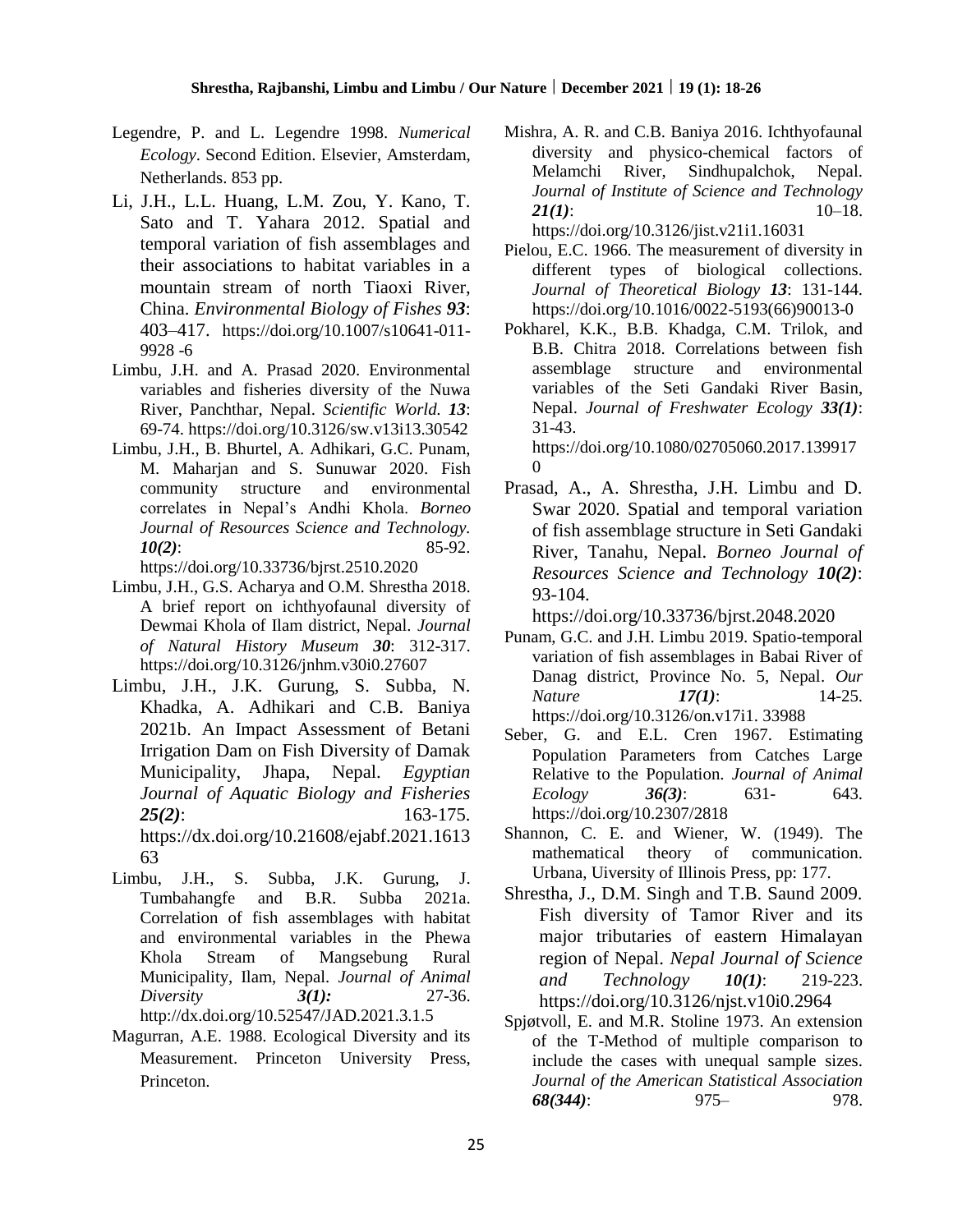Legendre, P. and L. Legendre 1998. *Numerical Ecology*. Second Edition. Elsevier, Amsterdam, Netherlands. 853 pp.

Li, J.H., L.L. Huang, L.M. Zou, Y. Kano, T. Sato and T. Yahara 2012. Spatial and temporal variation of fish assemblages and their associations to habitat variables in a mountain stream of north Tiaoxi River, China. *Environmental Biology of Fishes* ***93***: 403–417. https://doi.org/10.1007/s10641-011-9928 -6

Limbu, J.H. and A. Prasad 2020. Environmental variables and fisheries diversity of the Nuwa River, Panchthar, Nepal. *Scientific World.* ***13***: 69-74. https://doi.org/10.3126/sw.v13i13.30542

Limbu, J.H., B. Bhurtel, A. Adhikari, G.C. Punam, M. Maharjan and S. Sunuwar 2020. Fish community structure and environmental correlates in Nepal's Andhi Khola. *Borneo Journal of Resources Science and Technology.* ***10(2)***: 85-92. https://doi.org/10.33736/bjrst.2510.2020

Limbu, J.H., G.S. Acharya and O.M. Shrestha 2018. A brief report on ichthyofaunal diversity of Dewmai Khola of Ilam district, Nepal. *Journal of Natural History Museum* ***30***: 312-317. https://doi.org/10.3126/jnhm.v30i0.27607

Limbu, J.H., J.K. Gurung, S. Subba, N. Khadka, A. Adhikari and C.B. Baniya 2021b. An Impact Assessment of Betani Irrigation Dam on Fish Diversity of Damak Municipality, Jhapa, Nepal. *Egyptian Journal of Aquatic Biology and Fisheries* ***25(2)***: 163-175. https://dx.doi.org/10.21608/ejabf.2021.161363

Limbu, J.H., S. Subba, J.K. Gurung, J. Tumbahangfe and B.R. Subba 2021a. Correlation of fish assemblages with habitat and environmental variables in the Phewa Khola Stream of Mangsebung Rural Municipality, Ilam, Nepal. *Journal of Animal Diversity* ***3(1):*** 27-36. http://dx.doi.org/10.52547/JAD.2021.3.1.5

Magurran, A.E. 1988. Ecological Diversity and its Measurement. Princeton University Press, Princeton.

Mishra, A. R. and C.B. Baniya 2016. Ichthyofaunal diversity and physico-chemical factors of Melamchi River, Sindhupalchok, Nepal. *Journal of Institute of Science and Technology* ***21(1)***: 10–18. https://doi.org/10.3126/jist.v21i1.16031

Pielou, E.C. 1966. The measurement of diversity in different types of biological collections. *Journal of Theoretical Biology* ***13***: 131-144. https://doi.org/10.1016/0022-5193(66)90013-0

Pokharel, K.K., B.B. Khadga, C.M. Trilok, and B.B. Chitra 2018. Correlations between fish assemblage structure and environmental variables of the Seti Gandaki River Basin, Nepal. *Journal of Freshwater Ecology* ***33(1)***: 31-43. https://doi.org/10.1080/02705060.2017.1399170

Prasad, A., A. Shrestha, J.H. Limbu and D. Swar 2020. Spatial and temporal variation of fish assemblage structure in Seti Gandaki River, Tanahu, Nepal. *Borneo Journal of Resources Science and Technology* ***10(2)***: 93-104. https://doi.org/10.33736/bjrst.2048.2020

Punam, G.C. and J.H. Limbu 2019. Spatio-temporal variation of fish assemblages in Babai River of Danag district, Province No. 5, Nepal. *Our Nature* ***17(1)***: 14-25. https://doi.org/10.3126/on.v17i1. 33988

Seber, G. and E.L. Cren 1967. Estimating Population Parameters from Catches Large Relative to the Population. *Journal of Animal Ecology* ***36(3)***: 631- 643. https://doi.org/10.2307/2818

Shannon, C. E. and Wiener, W. (1949). The mathematical theory of communication. Urbana, Uiversity of Illinois Press, pp: 177.

Shrestha, J., D.M. Singh and T.B. Saund 2009. Fish diversity of Tamor River and its major tributaries of eastern Himalayan region of Nepal. *Nepal Journal of Science and Technology* ***10(1)***: 219-223. https://doi.org/10.3126/njst.v10i0.2964

Spjøtvoll, E. and M.R. Stoline 1973. An extension of the T-Method of multiple comparison to include the cases with unequal sample sizes. *Journal of the American Statistical Association* ***68(344)***: 975– 978.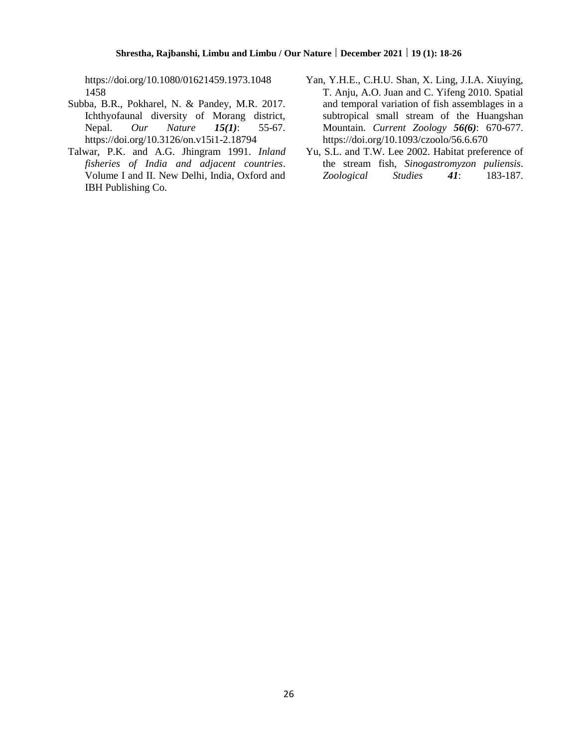https://doi.org/10.1080/01621459.1973.10481458

Subba, B.R., Pokharel, N. & Pandey, M.R. 2017. Ichthyofaunal diversity of Morang district, Nepal. *Our Nature* ***15(1)***: 55-67. https://doi.org/10.3126/on.v15i1-2.18794

Talwar, P.K. and A.G. Jhingram 1991. *Inland fisheries of India and adjacent countries*. Volume I and II. New Delhi, India, Oxford and IBH Publishing Co.

Yan, Y.H.E., C.H.U. Shan, X. Ling, J.I.A. Xiuying, T. Anju, A.O. Juan and C. Yifeng 2010. Spatial and temporal variation of fish assemblages in a subtropical small stream of the Huangshan Mountain. *Current Zoology* ***56(6)***: 670-677. https://doi.org/10.1093/czoolo/56.6.670

Yu, S.L. and T.W. Lee 2002. Habitat preference of the stream fish, *Sinogastromyzon puliensis*. *Zoological Studies* ***41***: 183-187.